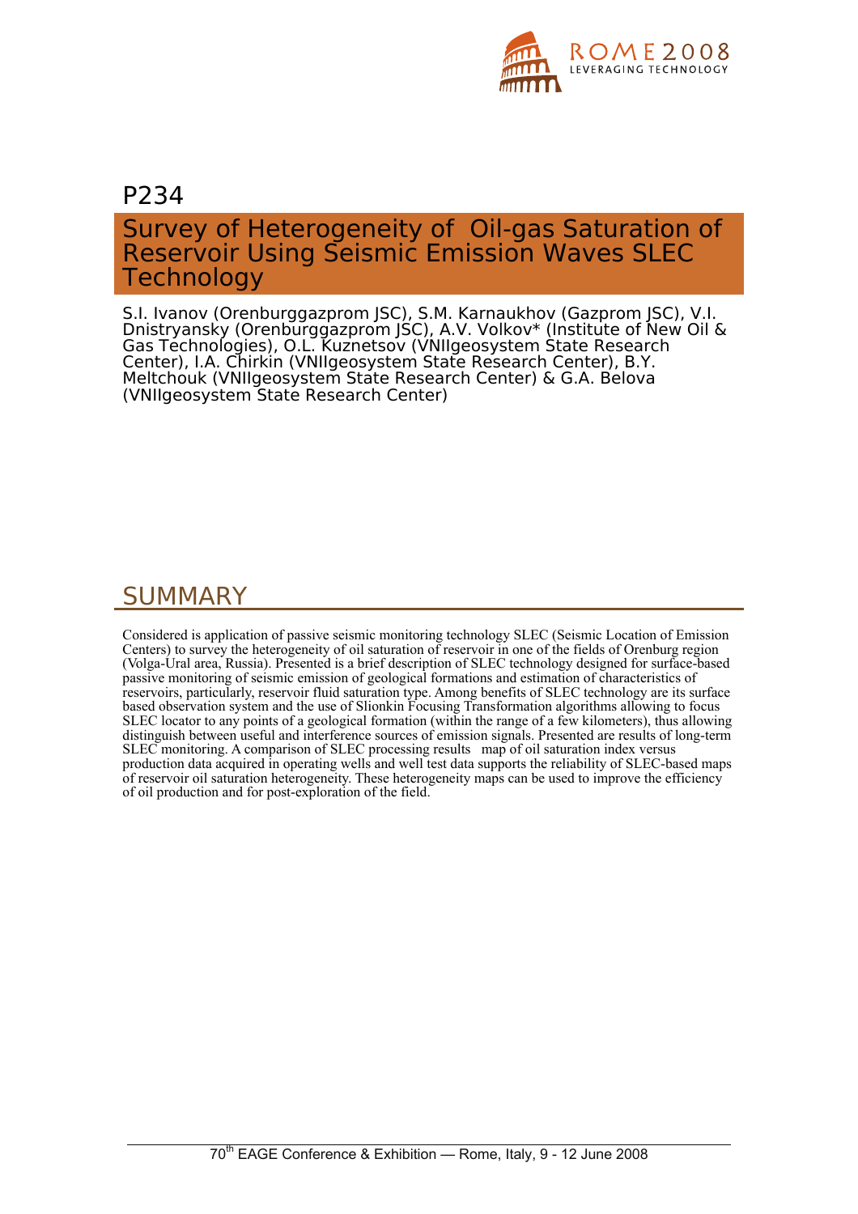P234

# Survey of Heterogeneity of Oil-gas Saturation of Reservoir Using Seismic Emission Waves SLEC Technology

S.I. Ivanov (Orenburggazprom JSC), S.M. Karnaukhov (Gazprom JSC), V.I. Dnistryansky (Orenburggazprom JSC), A.V. Volkov* (Institute of New Oil & Gas Technologies), O.L. Kuznetsov (VNIIgeosystem State Research Center), I.A. Chirkin (VNIIgeosystem State Research Center), B.Y. Meltchouk (VNIIgeosystem State Research Center) & G.A. Belova (VNIIgeosystem State Research Center)

## SUMMARY

Considered is application of passive seismic monitoring technology SLEC (Seismic Location of Emission Centers) to survey the heterogeneity of oil saturation of reservoir in one of the fields of Orenburg region (Volga-Ural area, Russia). Presented is a brief description of SLEC technology designed for surface-based passive monitoring of seismic emission of geological formations and estimation of characteristics of reservoirs, particularly, reservoir fluid saturation type. Among benefits of SLEC technology are its surface based observation system and the use of Slionkin Focusing Transformation algorithms allowing to focus SLEC locator to any points of a geological formation (within the range of a few kilometers), thus allowing distinguish between useful and interference sources of emission signals. Presented are results of long-term SLEC monitoring. A comparison of SLEC processing results map of oil saturation index versus production data acquired in operating wells and well test data supports the reliability of SLEC-based maps of reservoir oil saturation heterogeneity. These heterogeneity maps can be used to improve the efficiency of oil production and for post-exploration of the field.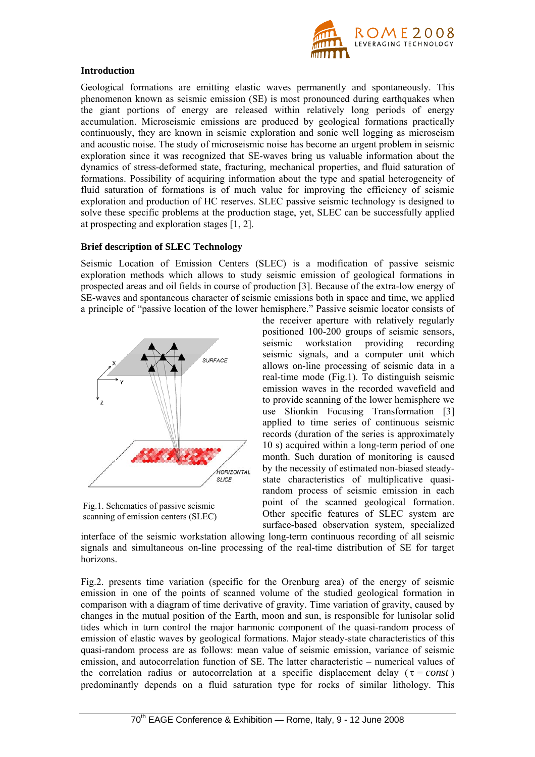## Introduction

Geological formations are emitting elastic waves permanently and spontaneously. This phenomenon known as seismic emission (SE) is most pronounced during earthquakes when the giant portions of energy are released within relatively long periods of energy accumulation. Microseismic emissions are produced by geological formations practically continuously, they are known in seismic exploration and sonic well logging as microseism and acoustic noise. The study of microseismic noise has become an urgent problem in seismic exploration since it was recognized that SE-waves bring us valuable information about the dynamics of stress-deformed state, fracturing, mechanical properties, and fluid saturation of formations. Possibility of acquiring information about the type and spatial heterogeneity of fluid saturation of formations is of much value for improving the efficiency of seismic exploration and production of HC reserves. SLEC passive seismic technology is designed to solve these specific problems at the production stage, yet, SLEC can be successfully applied at prospecting and exploration stages [1, 2].

## Brief description of SLEC Technology

Seismic Location of Emission Centers (SLEC) is a modification of passive seismic exploration methods which allows to study seismic emission of geological formations in prospected areas and oil fields in course of production [3]. Because of the extra-low energy of SE-waves and spontaneous character of seismic emissions both in space and time, we applied a principle of "passive location of the lower hemisphere." Passive seismic locator consists of the receiver aperture with relatively regularly positioned 100-200 groups of seismic sensors, seismic workstation providing recording seismic signals, and a computer unit which allows on-line processing of seismic data in a real-time mode (Fig.1). To distinguish seismic emission waves in the recorded wavefield and to provide scanning of the lower hemisphere we use Slionkin Focusing Transformation [3] applied to time series of continuous seismic records (duration of the series is approximately 10 s) acquired within a long-term period of one month. Such duration of monitoring is caused by the necessity of estimated non-biased steady-state characteristics of multiplicative quasi-random process of seismic emission in each point of the scanned geological formation. Other specific features of SLEC system are surface-based observation system, specialized interface of the seismic workstation allowing long-term continuous recording of all seismic signals and simultaneous on-line processing of the real-time distribution of SE for target horizons.

Fig.1. Schematics of passive seismic scanning of emission centers (SLEC)

Fig.2. presents time variation (specific for the Orenburg area) of the energy of seismic emission in one of the points of scanned volume of the studied geological formation in comparison with a diagram of time derivative of gravity. Time variation of gravity, caused by changes in the mutual position of the Earth, moon and sun, is responsible for lunisolar solid tides which in turn control the major harmonic component of the quasi-random process of emission of elastic waves by geological formations. Major steady-state characteristics of this quasi-random process are as follows: mean value of seismic emission, variance of seismic emission, and autocorrelation function of SE. The latter characteristic – numerical values of the correlation radius or autocorrelation at a specific displacement delay ($\tau = const$) predominantly depends on a fluid saturation type for rocks of similar lithology. This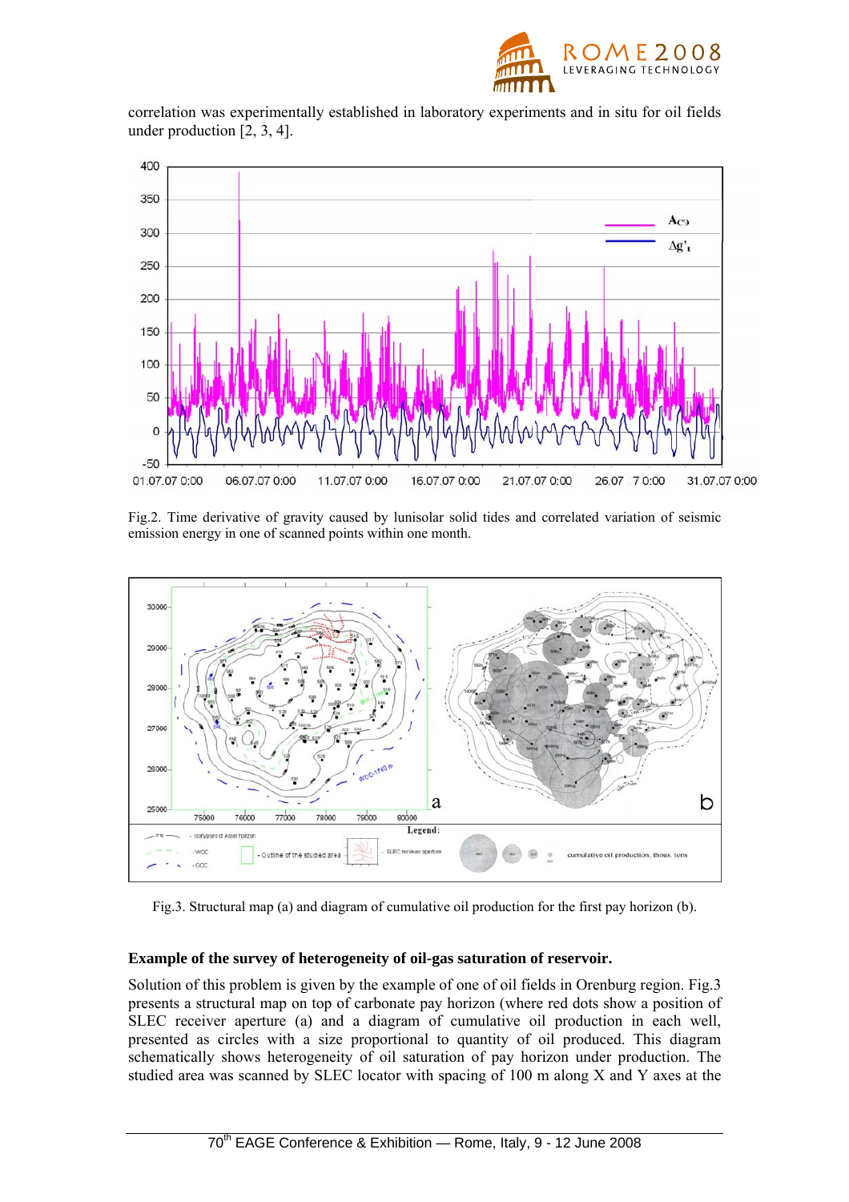correlation was experimentally established in laboratory experiments and in situ for oil fields under production [2, 3, 4].

Fig.2. Time derivative of gravity caused by lunisolar solid tides and correlated variation of seismic emission energy in one of scanned points within one month.

Fig.3. Structural map (a) and diagram of cumulative oil production for the first pay horizon (b).

**Example of the survey of heterogeneity of oil-gas saturation of reservoir.**

Solution of this problem is given by the example of one of oil fields in Orenburg region. Fig.3 presents a structural map on top of carbonate pay horizon (where red dots show a position of SLEC receiver aperture (a) and a diagram of cumulative oil production in each well, presented as circles with a size proportional to quantity of oil produced. This diagram schematically shows heterogeneity of oil saturation of pay horizon under production. The studied area was scanned by SLEC locator with spacing of 100 m along X and Y axes at the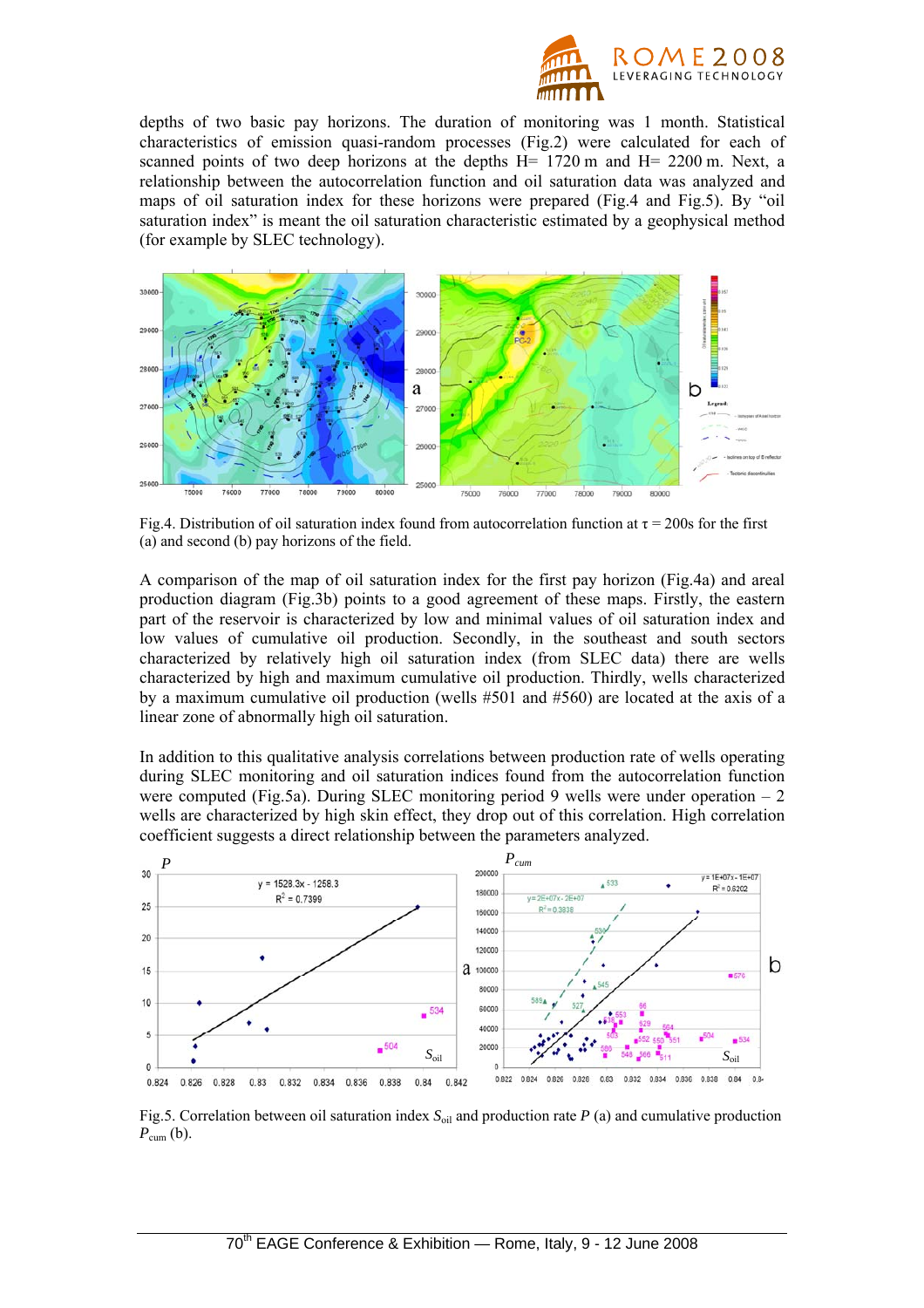depths of two basic pay horizons. The duration of monitoring was 1 month. Statistical characteristics of emission quasi-random processes (Fig.2) were calculated for each of scanned points of two deep horizons at the depths H= 1720 m and H= 2200 m. Next, a relationship between the autocorrelation function and oil saturation data was analyzed and maps of oil saturation index for these horizons were prepared (Fig.4 and Fig.5). By "oil saturation index" is meant the oil saturation characteristic estimated by a geophysical method (for example by SLEC technology).

Fig.4. Distribution of oil saturation index found from autocorrelation function at $\tau$ = 200s for the first (a) and second (b) pay horizons of the field.

A comparison of the map of oil saturation index for the first pay horizon (Fig.4a) and areal production diagram (Fig.3b) points to a good agreement of these maps. Firstly, the eastern part of the reservoir is characterized by low and minimal values of oil saturation index and low values of cumulative oil production. Secondly, in the southeast and south sectors characterized by relatively high oil saturation index (from SLEC data) there are wells characterized by high and maximum cumulative oil production. Thirdly, wells characterized by a maximum cumulative oil production (wells #501 and #560) are located at the axis of a linear zone of abnormally high oil saturation.

In addition to this qualitative analysis correlations between production rate of wells operating during SLEC monitoring and oil saturation indices found from the autocorrelation function were computed (Fig.5a). During SLEC monitoring period 9 wells were under operation – 2 wells are characterized by high skin effect, they drop out of this correlation. High correlation coefficient suggests a direct relationship between the parameters analyzed.

Fig.5. Correlation between oil saturation index $S_{oil}$ and production rate $P$ (a) and cumulative production $P_{cum}$ (b).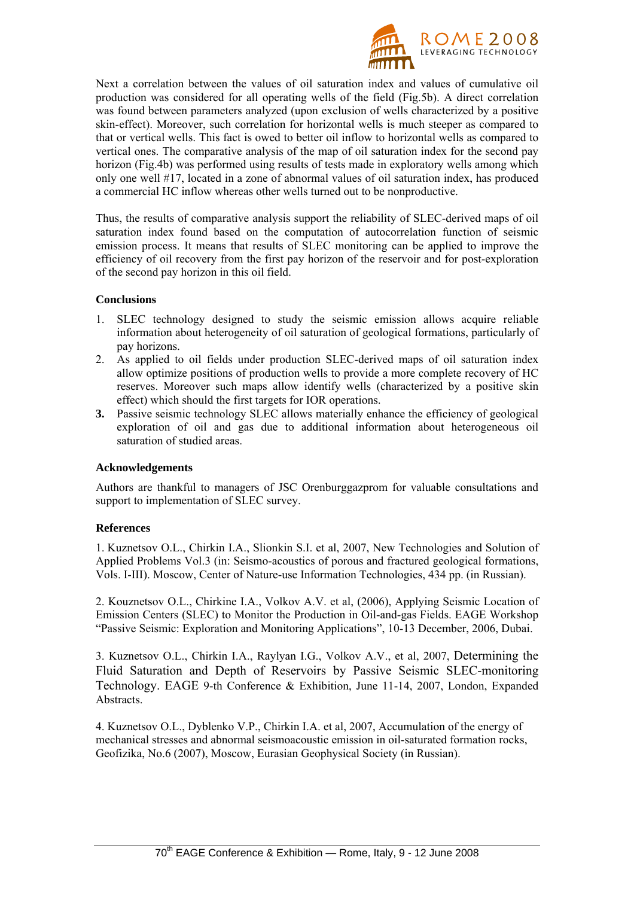Next a correlation between the values of oil saturation index and values of cumulative oil production was considered for all operating wells of the field (Fig.5b). A direct correlation was found between parameters analyzed (upon exclusion of wells characterized by a positive skin-effect). Moreover, such correlation for horizontal wells is much steeper as compared to that or vertical wells. This fact is owed to better oil inflow to horizontal wells as compared to vertical ones. The comparative analysis of the map of oil saturation index for the second pay horizon (Fig.4b) was performed using results of tests made in exploratory wells among which only one well #17, located in a zone of abnormal values of oil saturation index, has produced a commercial HC inflow whereas other wells turned out to be nonproductive.

Thus, the results of comparative analysis support the reliability of SLEC-derived maps of oil saturation index found based on the computation of autocorrelation function of seismic emission process. It means that results of SLEC monitoring can be applied to improve the efficiency of oil recovery from the first pay horizon of the reservoir and for post-exploration of the second pay horizon in this oil field.

## Conclusions

1. SLEC technology designed to study the seismic emission allows acquire reliable information about heterogeneity of oil saturation of geological formations, particularly of pay horizons.
2. As applied to oil fields under production SLEC-derived maps of oil saturation index allow optimize positions of production wells to provide a more complete recovery of HC reserves. Moreover such maps allow identify wells (characterized by a positive skin effect) which should the first targets for IOR operations.
3. Passive seismic technology SLEC allows materially enhance the efficiency of geological exploration of oil and gas due to additional information about heterogeneous oil saturation of studied areas.

## Acknowledgements

Authors are thankful to managers of JSC Orenburggazprom for valuable consultations and support to implementation of SLEC survey.

## References

1. Kuznetsov O.L., Chirkin I.A., Slionkin S.I. et al, 2007, New Technologies and Solution of Applied Problems Vol.3 (in: Seismo-acoustics of porous and fractured geological formations, Vols. I-III). Moscow, Center of Nature-use Information Technologies, 434 pp. (in Russian).

2. Kouznetsov O.L., Chirkine I.A., Volkov A.V. et al, (2006), Applying Seismic Location of Emission Centers (SLEC) to Monitor the Production in Oil-and-gas Fields. EAGE Workshop “Passive Seismic: Exploration and Monitoring Applications”, 10-13 December, 2006, Dubai.

3. Kuznetsov O.L., Chirkin I.A., Raylyan I.G., Volkov A.V., et al, 2007, Determining the Fluid Saturation and Depth of Reservoirs by Passive Seismic SLEC-monitoring Technology. EAGE 9-th Conference & Exhibition, June 11-14, 2007, London, Expanded Abstracts.

4. Kuznetsov O.L., Dyblenko V.P., Chirkin I.A. et al, 2007, Accumulation of the energy of mechanical stresses and abnormal seismoacoustic emission in oil-saturated formation rocks, Geofizika, No.6 (2007), Moscow, Eurasian Geophysical Society (in Russian).